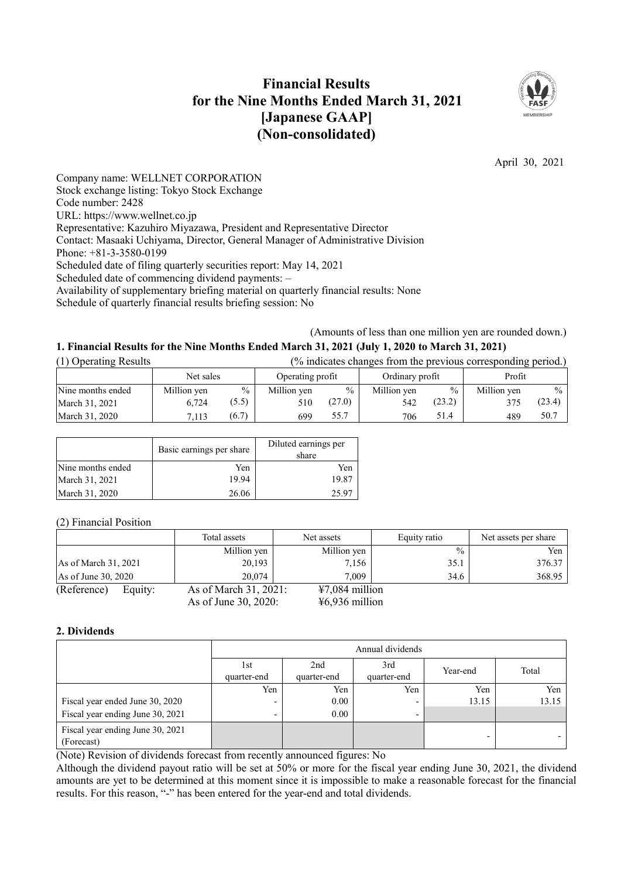# Financial Results for the Nine Months Ended March 31, 2021 [Japanese GAAP] (Non-consolidated)

April 30, 2021

Company name: WELLNET CORPORATION
Stock exchange listing: Tokyo Stock Exchange
Code number: 2428
URL: https://www.wellnet.co.jp
Representative: Kazuhiro Miyazawa, President and Representative Director
Contact: Masaaki Uchiyama, Director, General Manager of Administrative Division
Phone: +81-3-3580-0199
Scheduled date of filing quarterly securities report: May 14, 2021
Scheduled date of commencing dividend payments: –
Availability of supplementary briefing material on quarterly financial results: None
Schedule of quarterly financial results briefing session: No

(Amounts of less than one million yen are rounded down.)

## 1. Financial Results for the Nine Months Ended March 31, 2021 (July 1, 2020 to March 31, 2021)

(1) Operating Results (% indicates changes from the previous corresponding period.)

| | Net sales | | Operating profit | | Ordinary profit | | Profit | |
|---|---|---|---|---|---|---|---|---|
| Nine months ended | Million yen | % | Million yen | % | Million yen | % | Million yen | % |
| March 31, 2021 | 6,724 | (5.5) | 510 | (27.0) | 542 | (23.2) | 375 | (23.4) |
| March 31, 2020 | 7,113 | (6.7) | 699 | 55.7 | 706 | 51.4 | 489 | 50.7 |

| | Basic earnings per share | Diluted earnings per share |
|---|---|---|
| Nine months ended | Yen | Yen |
| March 31, 2021 | 19.94 | 19.87 |
| March 31, 2020 | 26.06 | 25.97 |

(2) Financial Position

| | Total assets | Net assets | Equity ratio | Net assets per share |
|---|---|---|---|---|
| | Million yen | Million yen | % | Yen |
| As of March 31, 2021 | 20,193 | 7,156 | 35.1 | 376.37 |
| As of June 30, 2020 | 20,074 | 7,009 | 34.6 | 368.95 |

(Reference) Equity: As of March 31, 2021: ¥7,084 million
As of June 30, 2020: ¥6,936 million

## 2. Dividends

| | Annual dividends | | | | |
|---|---|---|---|---|---|
| | 1st quarter-end | 2nd quarter-end | 3rd quarter-end | Year-end | Total |
| | Yen | Yen | Yen | Yen | Yen |
| Fiscal year ended June 30, 2020 | - | 0.00 | - | 13.15 | 13.15 |
| Fiscal year ending June 30, 2021 | - | 0.00 | - | | |
| Fiscal year ending June 30, 2021 (Forecast) | | | | - | - |

(Note) Revision of dividends forecast from recently announced figures: No

Although the dividend payout ratio will be set at 50% or more for the fiscal year ending June 30, 2021, the dividend amounts are yet to be determined at this moment since it is impossible to make a reasonable forecast for the financial results. For this reason, "-" has been entered for the year-end and total dividends.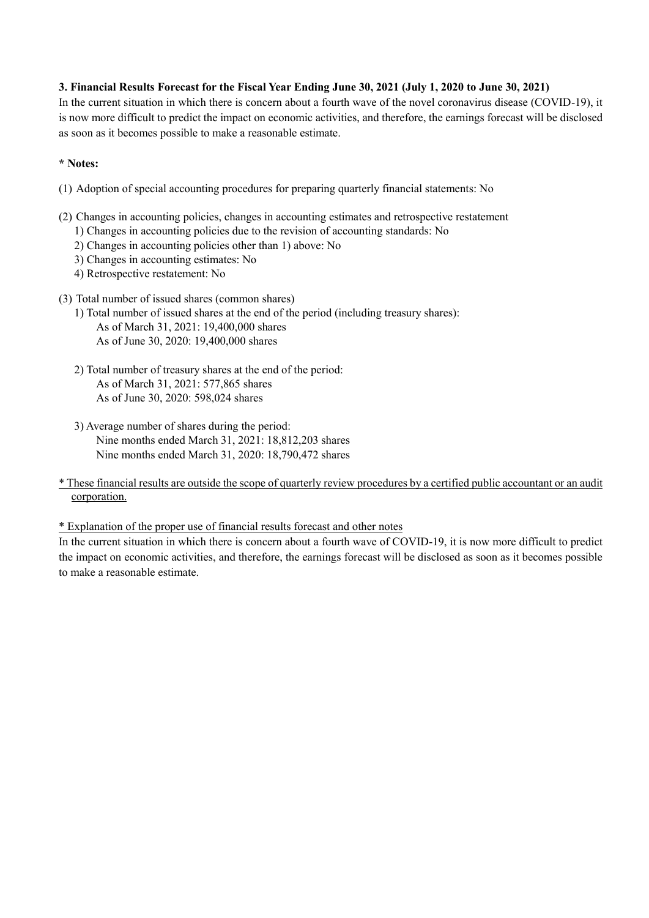### 3. Financial Results Forecast for the Fiscal Year Ending June 30, 2021 (July 1, 2020 to June 30, 2021)

In the current situation in which there is concern about a fourth wave of the novel coronavirus disease (COVID-19), it is now more difficult to predict the impact on economic activities, and therefore, the earnings forecast will be disclosed as soon as it becomes possible to make a reasonable estimate.

**\* Notes:**

(1) Adoption of special accounting procedures for preparing quarterly financial statements: No

(2) Changes in accounting policies, changes in accounting estimates and retrospective restatement
- 1) Changes in accounting policies due to the revision of accounting standards: No
- 2) Changes in accounting policies other than 1) above: No
- 3) Changes in accounting estimates: No
- 4) Retrospective restatement: No

(3) Total number of issued shares (common shares)
- 1) Total number of issued shares at the end of the period (including treasury shares):
  - As of March 31, 2021: 19,400,000 shares
  - As of June 30, 2020: 19,400,000 shares
- 2) Total number of treasury shares at the end of the period:
  - As of March 31, 2021: 577,865 shares
  - As of June 30, 2020: 598,024 shares
- 3) Average number of shares during the period:
  - Nine months ended March 31, 2021: 18,812,203 shares
  - Nine months ended March 31, 2020: 18,790,472 shares

\* These financial results are outside the scope of quarterly review procedures by a certified public accountant or an audit corporation.

\* Explanation of the proper use of financial results forecast and other notes

In the current situation in which there is concern about a fourth wave of COVID-19, it is now more difficult to predict the impact on economic activities, and therefore, the earnings forecast will be disclosed as soon as it becomes possible to make a reasonable estimate.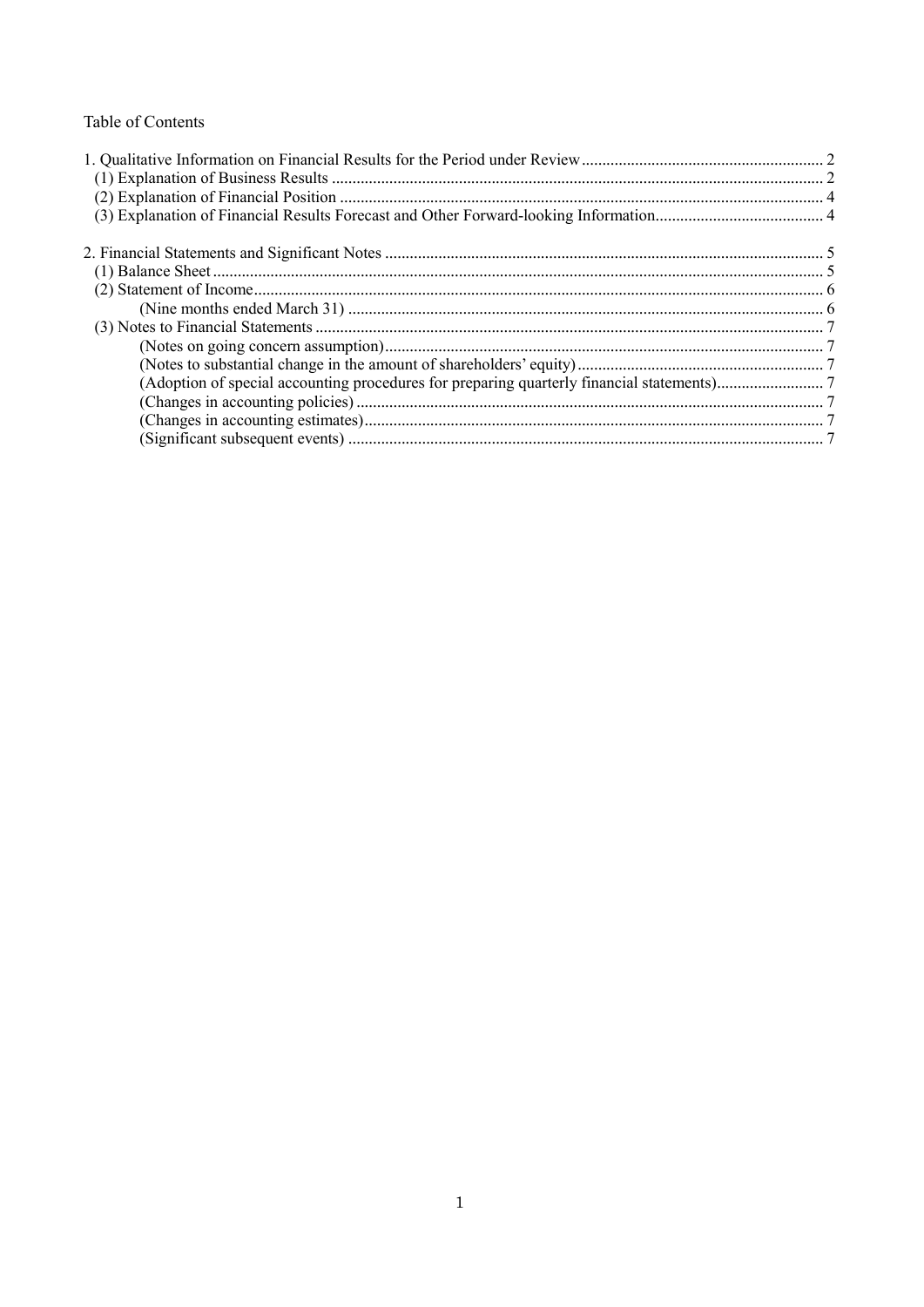Table of Contents

1. Qualitative Information on Financial Results for the Period under Review ... 2
   (1) Explanation of Business Results ... 2
   (2) Explanation of Financial Position ... 4
   (3) Explanation of Financial Results Forecast and Other Forward-looking Information ... 4

2. Financial Statements and Significant Notes ... 5
   (1) Balance Sheet ... 5
   (2) Statement of Income ... 6
      (Nine months ended March 31) ... 6
   (3) Notes to Financial Statements ... 7
      (Notes on going concern assumption) ... 7
      (Notes to substantial change in the amount of shareholders' equity) ... 7
      (Adoption of special accounting procedures for preparing quarterly financial statements) ... 7
      (Changes in accounting policies) ... 7
      (Changes in accounting estimates) ... 7
      (Significant subsequent events) ... 7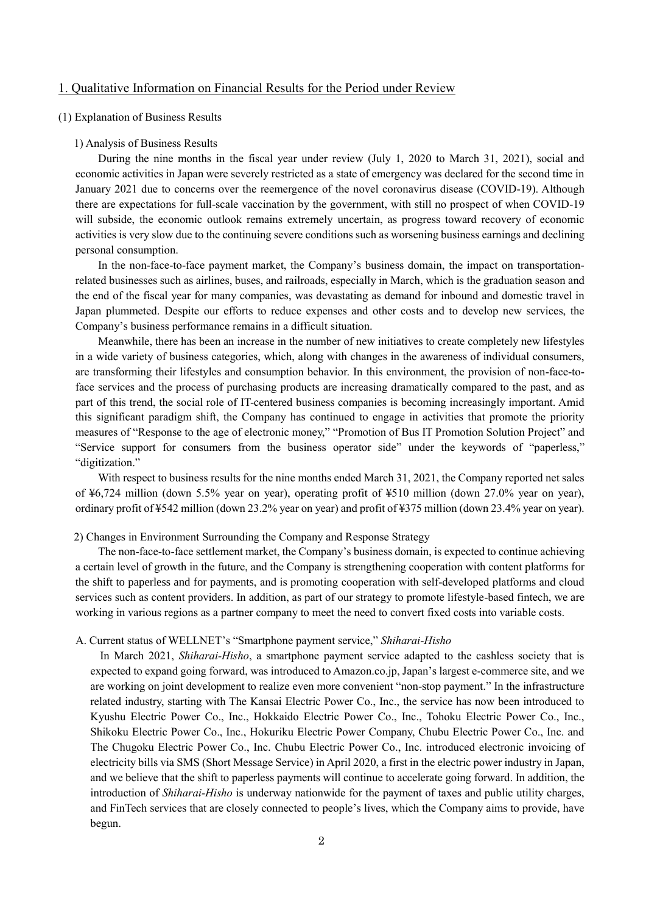## 1. Qualitative Information on Financial Results for the Period under Review

### (1) Explanation of Business Results

#### 1) Analysis of Business Results

During the nine months in the fiscal year under review (July 1, 2020 to March 31, 2021), social and economic activities in Japan were severely restricted as a state of emergency was declared for the second time in January 2021 due to concerns over the reemergence of the novel coronavirus disease (COVID-19). Although there are expectations for full-scale vaccination by the government, with still no prospect of when COVID-19 will subside, the economic outlook remains extremely uncertain, as progress toward recovery of economic activities is very slow due to the continuing severe conditions such as worsening business earnings and declining personal consumption.

In the non-face-to-face payment market, the Company's business domain, the impact on transportation-related businesses such as airlines, buses, and railroads, especially in March, which is the graduation season and the end of the fiscal year for many companies, was devastating as demand for inbound and domestic travel in Japan plummeted. Despite our efforts to reduce expenses and other costs and to develop new services, the Company's business performance remains in a difficult situation.

Meanwhile, there has been an increase in the number of new initiatives to create completely new lifestyles in a wide variety of business categories, which, along with changes in the awareness of individual consumers, are transforming their lifestyles and consumption behavior. In this environment, the provision of non-face-to-face services and the process of purchasing products are increasing dramatically compared to the past, and as part of this trend, the social role of IT-centered business companies is becoming increasingly important. Amid this significant paradigm shift, the Company has continued to engage in activities that promote the priority measures of "Response to the age of electronic money," "Promotion of Bus IT Promotion Solution Project" and "Service support for consumers from the business operator side" under the keywords of "paperless," "digitization."

With respect to business results for the nine months ended March 31, 2021, the Company reported net sales of ¥6,724 million (down 5.5% year on year), operating profit of ¥510 million (down 27.0% year on year), ordinary profit of ¥542 million (down 23.2% year on year) and profit of ¥375 million (down 23.4% year on year).

#### 2) Changes in Environment Surrounding the Company and Response Strategy

The non-face-to-face settlement market, the Company's business domain, is expected to continue achieving a certain level of growth in the future, and the Company is strengthening cooperation with content platforms for the shift to paperless and for payments, and is promoting cooperation with self-developed platforms and cloud services such as content providers. In addition, as part of our strategy to promote lifestyle-based fintech, we are working in various regions as a partner company to meet the need to convert fixed costs into variable costs.

##### A. Current status of WELLNET's "Smartphone payment service," *Shiharai-Hisho*

In March 2021, *Shiharai-Hisho*, a smartphone payment service adapted to the cashless society that is expected to expand going forward, was introduced to Amazon.co.jp, Japan's largest e-commerce site, and we are working on joint development to realize even more convenient "non-stop payment." In the infrastructure related industry, starting with The Kansai Electric Power Co., Inc., the service has now been introduced to Kyushu Electric Power Co., Inc., Hokkaido Electric Power Co., Inc., Tohoku Electric Power Co., Inc., Shikoku Electric Power Co., Inc., Hokuriku Electric Power Company, Chubu Electric Power Co., Inc. and The Chugoku Electric Power Co., Inc. Chubu Electric Power Co., Inc. introduced electronic invoicing of electricity bills via SMS (Short Message Service) in April 2020, a first in the electric power industry in Japan, and we believe that the shift to paperless payments will continue to accelerate going forward. In addition, the introduction of *Shiharai-Hisho* is underway nationwide for the payment of taxes and public utility charges, and FinTech services that are closely connected to people's lives, which the Company aims to provide, have begun.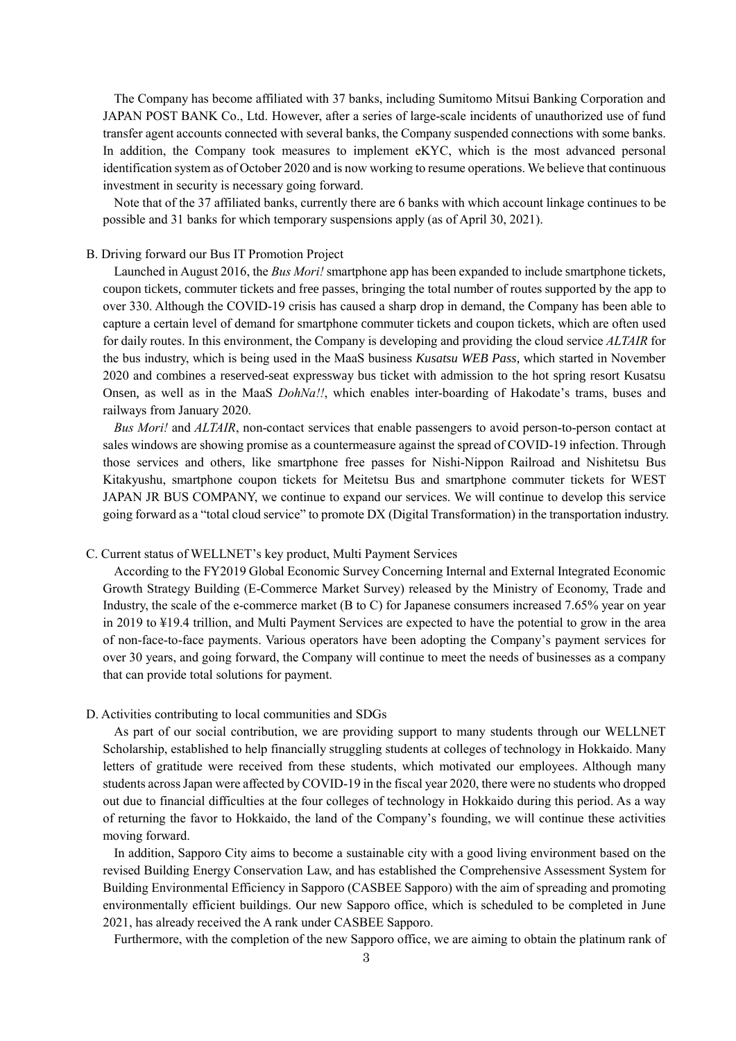The Company has become affiliated with 37 banks, including Sumitomo Mitsui Banking Corporation and JAPAN POST BANK Co., Ltd. However, after a series of large-scale incidents of unauthorized use of fund transfer agent accounts connected with several banks, the Company suspended connections with some banks. In addition, the Company took measures to implement eKYC, which is the most advanced personal identification system as of October 2020 and is now working to resume operations. We believe that continuous investment in security is necessary going forward.

Note that of the 37 affiliated banks, currently there are 6 banks with which account linkage continues to be possible and 31 banks for which temporary suspensions apply (as of April 30, 2021).

B. Driving forward our Bus IT Promotion Project

Launched in August 2016, the *Bus Mori!* smartphone app has been expanded to include smartphone tickets, coupon tickets, commuter tickets and free passes, bringing the total number of routes supported by the app to over 330. Although the COVID-19 crisis has caused a sharp drop in demand, the Company has been able to capture a certain level of demand for smartphone commuter tickets and coupon tickets, which are often used for daily routes. In this environment, the Company is developing and providing the cloud service *ALTAIR* for the bus industry, which is being used in the MaaS business *Kusatsu WEB Pass*, which started in November 2020 and combines a reserved-seat expressway bus ticket with admission to the hot spring resort Kusatsu Onsen, as well as in the MaaS *DohNa!!*, which enables inter-boarding of Hakodate's trams, buses and railways from January 2020.

*Bus Mori!* and *ALTAIR*, non-contact services that enable passengers to avoid person-to-person contact at sales windows are showing promise as a countermeasure against the spread of COVID-19 infection. Through those services and others, like smartphone free passes for Nishi-Nippon Railroad and Nishitetsu Bus Kitakyushu, smartphone coupon tickets for Meitetsu Bus and smartphone commuter tickets for WEST JAPAN JR BUS COMPANY, we continue to expand our services. We will continue to develop this service going forward as a "total cloud service" to promote DX (Digital Transformation) in the transportation industry.

C. Current status of WELLNET's key product, Multi Payment Services

According to the FY2019 Global Economic Survey Concerning Internal and External Integrated Economic Growth Strategy Building (E-Commerce Market Survey) released by the Ministry of Economy, Trade and Industry, the scale of the e-commerce market (B to C) for Japanese consumers increased 7.65% year on year in 2019 to ¥19.4 trillion, and Multi Payment Services are expected to have the potential to grow in the area of non-face-to-face payments. Various operators have been adopting the Company's payment services for over 30 years, and going forward, the Company will continue to meet the needs of businesses as a company that can provide total solutions for payment.

D. Activities contributing to local communities and SDGs

As part of our social contribution, we are providing support to many students through our WELLNET Scholarship, established to help financially struggling students at colleges of technology in Hokkaido. Many letters of gratitude were received from these students, which motivated our employees. Although many students across Japan were affected by COVID-19 in the fiscal year 2020, there were no students who dropped out due to financial difficulties at the four colleges of technology in Hokkaido during this period. As a way of returning the favor to Hokkaido, the land of the Company's founding, we will continue these activities moving forward.

In addition, Sapporo City aims to become a sustainable city with a good living environment based on the revised Building Energy Conservation Law, and has established the Comprehensive Assessment System for Building Environmental Efficiency in Sapporo (CASBEE Sapporo) with the aim of spreading and promoting environmentally efficient buildings. Our new Sapporo office, which is scheduled to be completed in June 2021, has already received the A rank under CASBEE Sapporo.

Furthermore, with the completion of the new Sapporo office, we are aiming to obtain the platinum rank of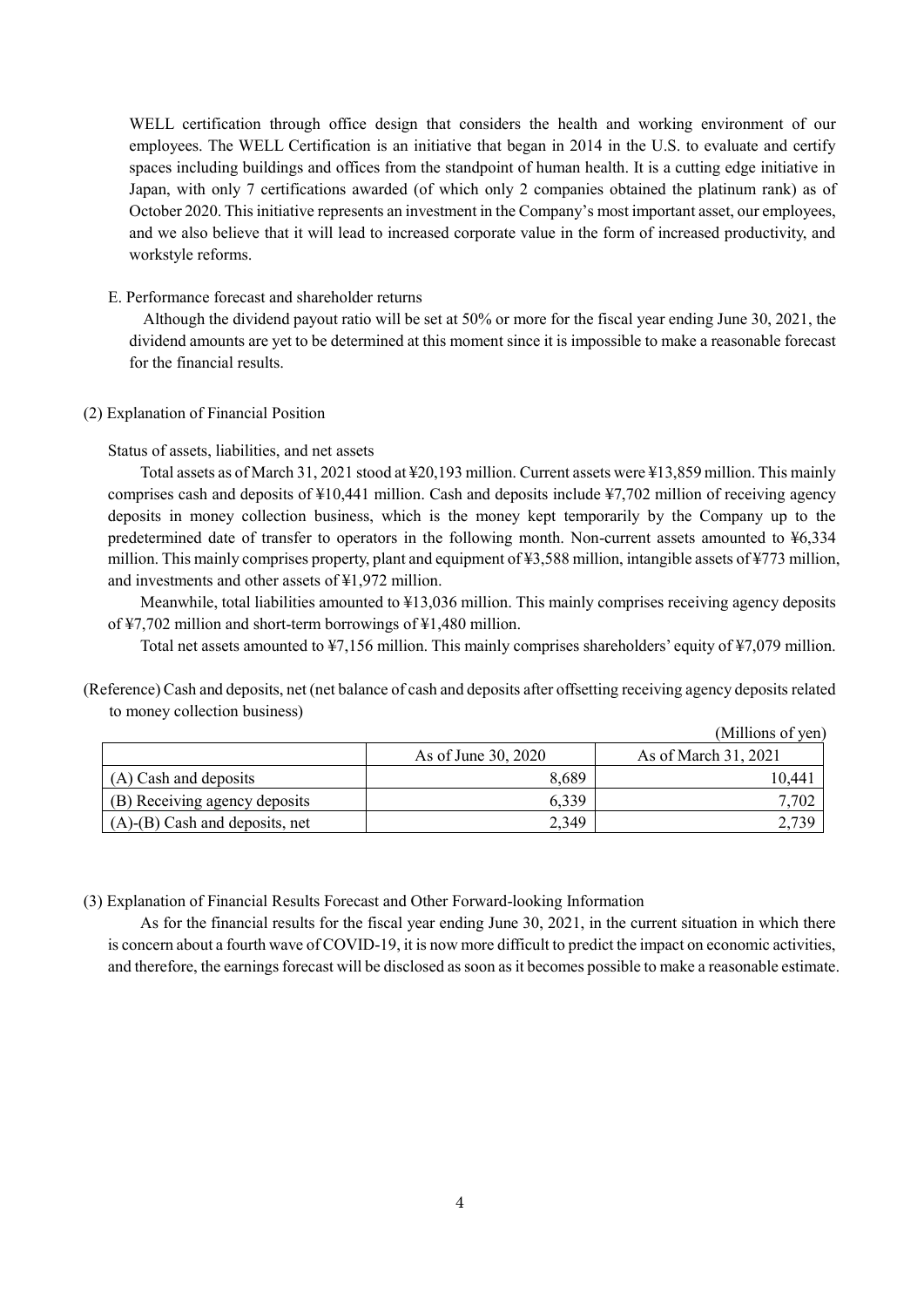WELL certification through office design that considers the health and working environment of our employees. The WELL Certification is an initiative that began in 2014 in the U.S. to evaluate and certify spaces including buildings and offices from the standpoint of human health. It is a cutting edge initiative in Japan, with only 7 certifications awarded (of which only 2 companies obtained the platinum rank) as of October 2020. This initiative represents an investment in the Company's most important asset, our employees, and we also believe that it will lead to increased corporate value in the form of increased productivity, and workstyle reforms.

E. Performance forecast and shareholder returns

Although the dividend payout ratio will be set at 50% or more for the fiscal year ending June 30, 2021, the dividend amounts are yet to be determined at this moment since it is impossible to make a reasonable forecast for the financial results.

## (2) Explanation of Financial Position

Status of assets, liabilities, and net assets

Total assets as of March 31, 2021 stood at ¥20,193 million. Current assets were ¥13,859 million. This mainly comprises cash and deposits of ¥10,441 million. Cash and deposits include ¥7,702 million of receiving agency deposits in money collection business, which is the money kept temporarily by the Company up to the predetermined date of transfer to operators in the following month. Non-current assets amounted to ¥6,334 million. This mainly comprises property, plant and equipment of ¥3,588 million, intangible assets of ¥773 million, and investments and other assets of ¥1,972 million.

Meanwhile, total liabilities amounted to ¥13,036 million. This mainly comprises receiving agency deposits of ¥7,702 million and short-term borrowings of ¥1,480 million.

Total net assets amounted to ¥7,156 million. This mainly comprises shareholders' equity of ¥7,079 million.

(Reference) Cash and deposits, net (net balance of cash and deposits after offsetting receiving agency deposits related to money collection business)

(Millions of yen)

| | As of June 30, 2020 | As of March 31, 2021 |
|---|---|---|
| (A) Cash and deposits | 8,689 | 10,441 |
| (B) Receiving agency deposits | 6,339 | 7,702 |
| (A)-(B) Cash and deposits, net | 2,349 | 2,739 |

## (3) Explanation of Financial Results Forecast and Other Forward-looking Information

As for the financial results for the fiscal year ending June 30, 2021, in the current situation in which there is concern about a fourth wave of COVID-19, it is now more difficult to predict the impact on economic activities, and therefore, the earnings forecast will be disclosed as soon as it becomes possible to make a reasonable estimate.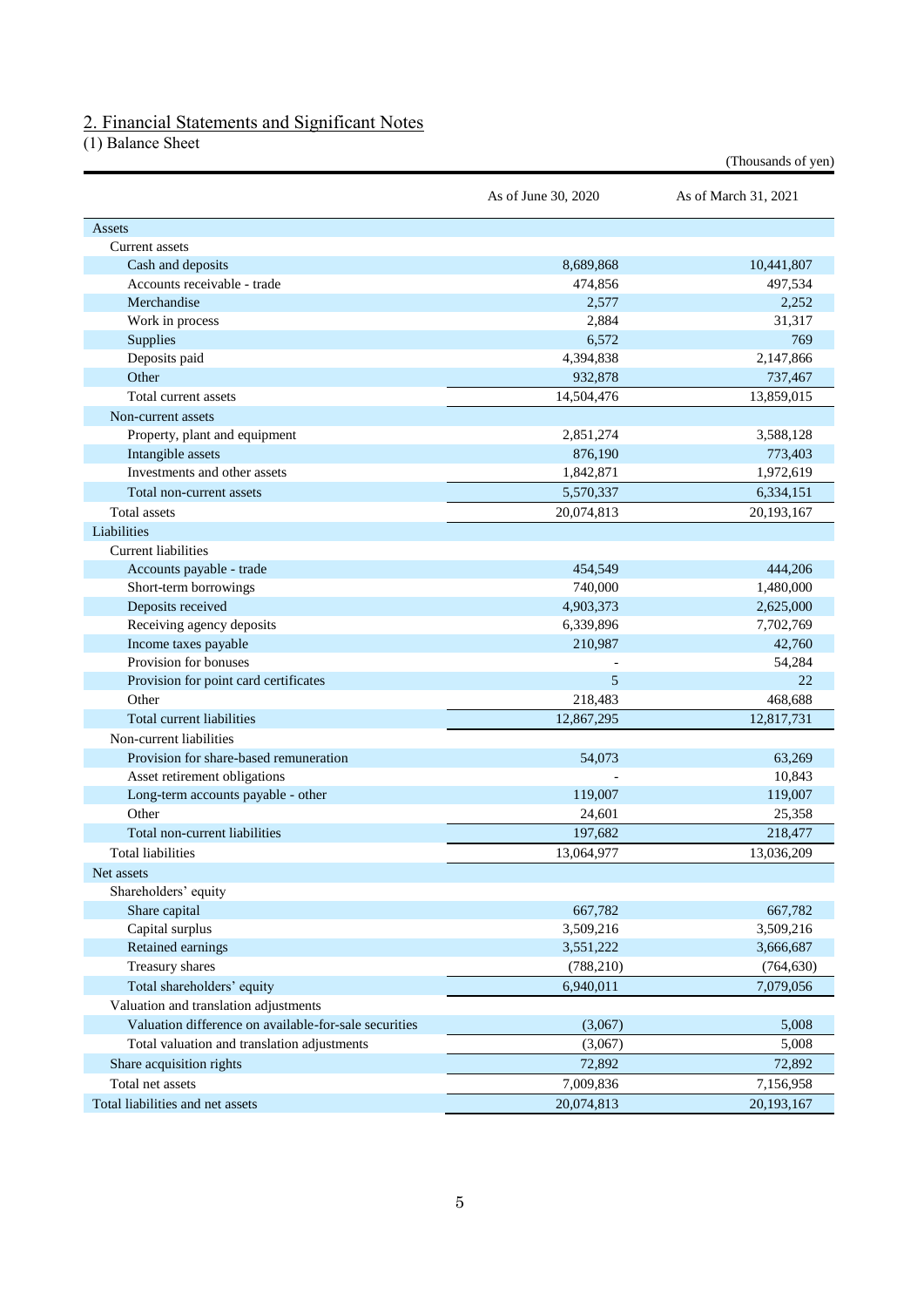## 2. Financial Statements and Significant Notes

(1) Balance Sheet

(Thousands of yen)

| | As of June 30, 2020 | As of March 31, 2021 |
|---|---|---|
| Assets | | |
| Current assets | | |
| Cash and deposits | 8,689,868 | 10,441,807 |
| Accounts receivable - trade | 474,856 | 497,534 |
| Merchandise | 2,577 | 2,252 |
| Work in process | 2,884 | 31,317 |
| Supplies | 6,572 | 769 |
| Deposits paid | 4,394,838 | 2,147,866 |
| Other | 932,878 | 737,467 |
| Total current assets | 14,504,476 | 13,859,015 |
| Non-current assets | | |
| Property, plant and equipment | 2,851,274 | 3,588,128 |
| Intangible assets | 876,190 | 773,403 |
| Investments and other assets | 1,842,871 | 1,972,619 |
| Total non-current assets | 5,570,337 | 6,334,151 |
| Total assets | 20,074,813 | 20,193,167 |
| Liabilities | | |
| Current liabilities | | |
| Accounts payable - trade | 454,549 | 444,206 |
| Short-term borrowings | 740,000 | 1,480,000 |
| Deposits received | 4,903,373 | 2,625,000 |
| Receiving agency deposits | 6,339,896 | 7,702,769 |
| Income taxes payable | 210,987 | 42,760 |
| Provision for bonuses | - | 54,284 |
| Provision for point card certificates | 5 | 22 |
| Other | 218,483 | 468,688 |
| Total current liabilities | 12,867,295 | 12,817,731 |
| Non-current liabilities | | |
| Provision for share-based remuneration | 54,073 | 63,269 |
| Asset retirement obligations | - | 10,843 |
| Long-term accounts payable - other | 119,007 | 119,007 |
| Other | 24,601 | 25,358 |
| Total non-current liabilities | 197,682 | 218,477 |
| Total liabilities | 13,064,977 | 13,036,209 |
| Net assets | | |
| Shareholders' equity | | |
| Share capital | 667,782 | 667,782 |
| Capital surplus | 3,509,216 | 3,509,216 |
| Retained earnings | 3,551,222 | 3,666,687 |
| Treasury shares | (788,210) | (764,630) |
| Total shareholders' equity | 6,940,011 | 7,079,056 |
| Valuation and translation adjustments | | |
| Valuation difference on available-for-sale securities | (3,067) | 5,008 |
| Total valuation and translation adjustments | (3,067) | 5,008 |
| Share acquisition rights | 72,892 | 72,892 |
| Total net assets | 7,009,836 | 7,156,958 |
| Total liabilities and net assets | 20,074,813 | 20,193,167 |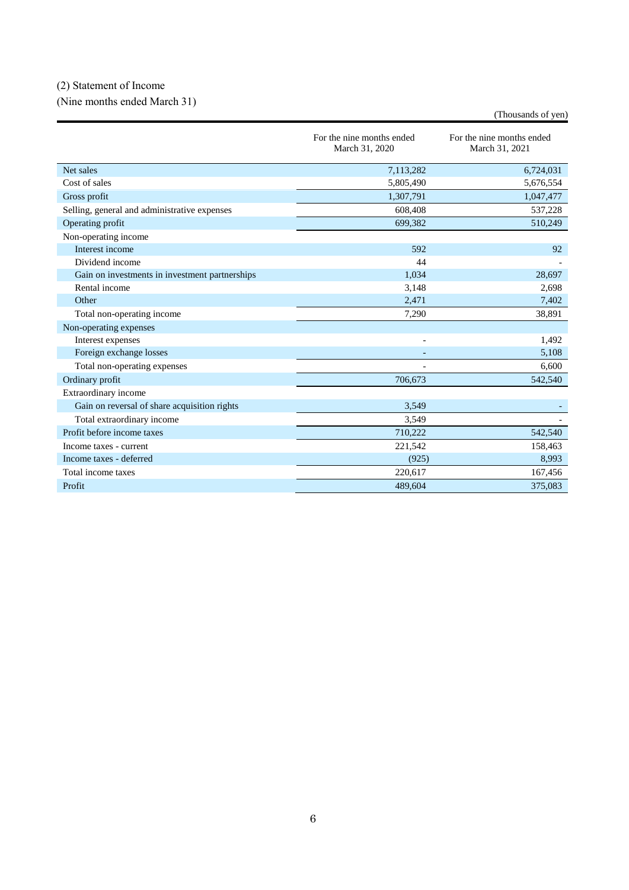(2) Statement of Income

(Nine months ended March 31)

(Thousands of yen)

| | For the nine months ended March 31, 2020 | For the nine months ended March 31, 2021 |
|---|---|---|
| Net sales | 7,113,282 | 6,724,031 |
| Cost of sales | 5,805,490 | 5,676,554 |
| Gross profit | 1,307,791 | 1,047,477 |
| Selling, general and administrative expenses | 608,408 | 537,228 |
| Operating profit | 699,382 | 510,249 |
| Non-operating income | | |
| Interest income | 592 | 92 |
| Dividend income | 44 | - |
| Gain on investments in investment partnerships | 1,034 | 28,697 |
| Rental income | 3,148 | 2,698 |
| Other | 2,471 | 7,402 |
| Total non-operating income | 7,290 | 38,891 |
| Non-operating expenses | | |
| Interest expenses | - | 1,492 |
| Foreign exchange losses | - | 5,108 |
| Total non-operating expenses | - | 6,600 |
| Ordinary profit | 706,673 | 542,540 |
| Extraordinary income | | |
| Gain on reversal of share acquisition rights | 3,549 | - |
| Total extraordinary income | 3,549 | - |
| Profit before income taxes | 710,222 | 542,540 |
| Income taxes - current | 221,542 | 158,463 |
| Income taxes - deferred | (925) | 8,993 |
| Total income taxes | 220,617 | 167,456 |
| Profit | 489,604 | 375,083 |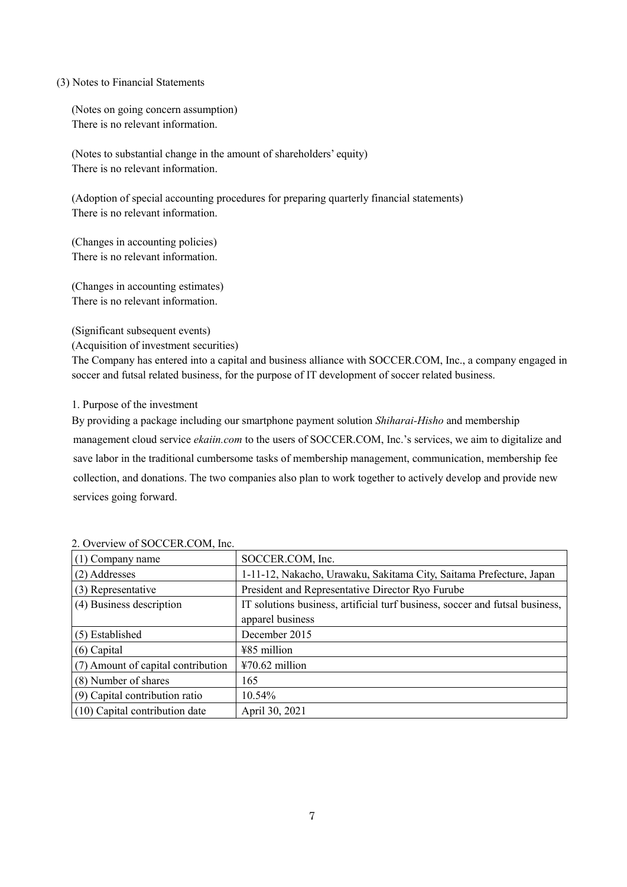(3) Notes to Financial Statements

(Notes on going concern assumption)
There is no relevant information.

(Notes to substantial change in the amount of shareholders' equity)
There is no relevant information.

(Adoption of special accounting procedures for preparing quarterly financial statements)
There is no relevant information.

(Changes in accounting policies)
There is no relevant information.

(Changes in accounting estimates)
There is no relevant information.

(Significant subsequent events)
(Acquisition of investment securities)
The Company has entered into a capital and business alliance with SOCCER.COM, Inc., a company engaged in soccer and futsal related business, for the purpose of IT development of soccer related business.

1. Purpose of the investment
By providing a package including our smartphone payment solution *Shiharai-Hisho* and membership management cloud service *ekaiin.com* to the users of SOCCER.COM, Inc.'s services, we aim to digitalize and save labor in the traditional cumbersome tasks of membership management, communication, membership fee collection, and donations. The two companies also plan to work together to actively develop and provide new services going forward.

2. Overview of SOCCER.COM, Inc.

| | |
|---|---|
| (1) Company name | SOCCER.COM, Inc. |
| (2) Addresses | 1-11-12, Nakacho, Urawaku, Sakitama City, Saitama Prefecture, Japan |
| (3) Representative | President and Representative Director Ryo Furube |
| (4) Business description | IT solutions business, artificial turf business, soccer and futsal business, apparel business |
| (5) Established | December 2015 |
| (6) Capital | ¥85 million |
| (7) Amount of capital contribution | ¥70.62 million |
| (8) Number of shares | 165 |
| (9) Capital contribution ratio | 10.54% |
| (10) Capital contribution date | April 30, 2021 |